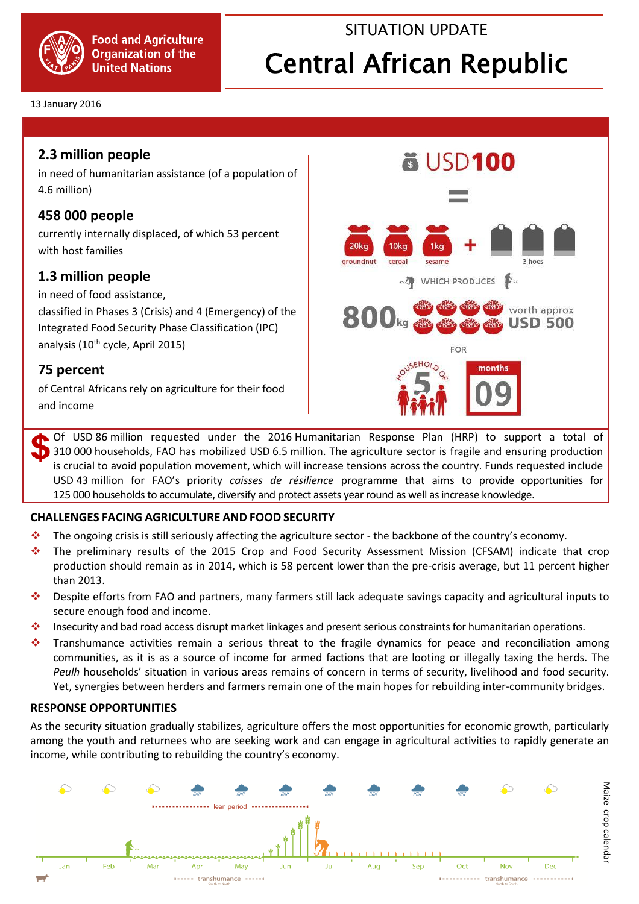# SITUATION UPDATE

# Central African Republic

Food and Agriculture Organization of the United Nations

13 January 2016

### 2.3 million people

in need of humanitarian assistance (of a population of 4.6 million)

### 458 000 people

currently internally displaced, of which 53 percent with host families

### 1.3 million people

in need of food assistance,
classified in Phases 3 (Crisis) and 4 (Emergency) of the Integrated Food Security Phase Classification (IPC) analysis (10th cycle, April 2015)

### 75 percent

of Central Africans rely on agriculture for their food and income

USD 100 = 20kg groundnut, 10kg cereal, 1kg sesame + 3 hoes

WHICH PRODUCES 800kg worth approx USD 500

FOR household of 5, months 09

Of USD 86 million requested under the 2016 Humanitarian Response Plan (HRP) to support a total of 310 000 households, FAO has mobilized USD 6.5 million. The agriculture sector is fragile and ensuring production is crucial to avoid population movement, which will increase tensions across the country. Funds requested include USD 43 million for FAO's priority *caisses de résilience* programme that aims to provide opportunities for 125 000 households to accumulate, diversify and protect assets year round as well as increase knowledge.

## CHALLENGES FACING AGRICULTURE AND FOOD SECURITY

- The ongoing crisis is still seriously affecting the agriculture sector - the backbone of the country's economy.
- The preliminary results of the 2015 Crop and Food Security Assessment Mission (CFSAM) indicate that crop production should remain as in 2014, which is 58 percent lower than the pre-crisis average, but 11 percent higher than 2013.
- Despite efforts from FAO and partners, many farmers still lack adequate savings capacity and agricultural inputs to secure enough food and income.
- Insecurity and bad road access disrupt market linkages and present serious constraints for humanitarian operations.
- Transhumance activities remain a serious threat to the fragile dynamics for peace and reconciliation among communities, as it is as a source of income for armed factions that are looting or illegally taxing the herds. The *Peulh* households' situation in various areas remains of concern in terms of security, livelihood and food security. Yet, synergies between herders and farmers remain one of the main hopes for rebuilding inter-community bridges.

## RESPONSE OPPORTUNITIES

As the security situation gradually stabilizes, agriculture offers the most opportunities for economic growth, particularly among the youth and returnees who are seeking work and can engage in agricultural activities to rapidly generate an income, while contributing to rebuilding the country's economy.

Maize crop calendar

Jan | Feb | Mar | Apr | May | Jun | Jul | Aug | Sep | Oct | Nov | Dec

lean period (Mar–Jul)

transhumance (South to North, Apr–May); transhumance (North to South, Oct–Dec)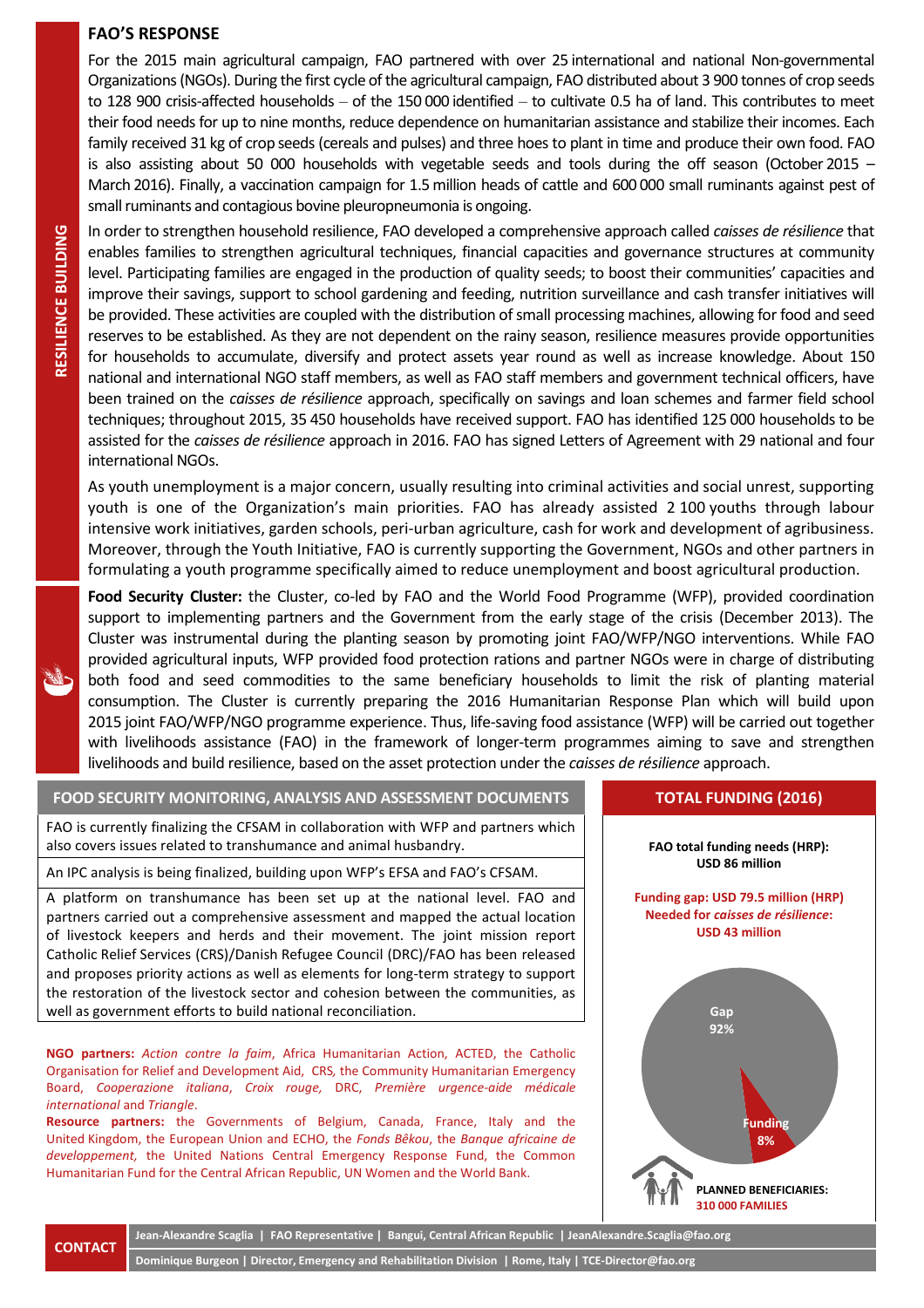## FAO'S RESPONSE

For the 2015 main agricultural campaign, FAO partnered with over 25 international and national Non-governmental Organizations (NGOs). During the first cycle of the agricultural campaign, FAO distributed about 3 900 tonnes of crop seeds to 128 900 crisis-affected households – of the 150 000 identified – to cultivate 0.5 ha of land. This contributes to meet their food needs for up to nine months, reduce dependence on humanitarian assistance and stabilize their incomes. Each family received 31 kg of crop seeds (cereals and pulses) and three hoes to plant in time and produce their own food. FAO is also assisting about 50 000 households with vegetable seeds and tools during the off season (October 2015 – March 2016). Finally, a vaccination campaign for 1.5 million heads of cattle and 600 000 small ruminants against pest of small ruminants and contagious bovine pleuropneumonia is ongoing.

**RESILIENCE BUILDING**

In order to strengthen household resilience, FAO developed a comprehensive approach called *caisses de résilience* that enables families to strengthen agricultural techniques, financial capacities and governance structures at community level. Participating families are engaged in the production of quality seeds; to boost their communities' capacities and improve their savings, support to school gardening and feeding, nutrition surveillance and cash transfer initiatives will be provided. These activities are coupled with the distribution of small processing machines, allowing for food and seed reserves to be established. As they are not dependent on the rainy season, resilience measures provide opportunities for households to accumulate, diversify and protect assets year round as well as increase knowledge. About 150 national and international NGO staff members, as well as FAO staff members and government technical officers, have been trained on the *caisses de résilience* approach, specifically on savings and loan schemes and farmer field school techniques; throughout 2015, 35 450 households have received support. FAO has identified 125 000 households to be assisted for the *caisses de résilience* approach in 2016. FAO has signed Letters of Agreement with 29 national and four international NGOs.

As youth unemployment is a major concern, usually resulting into criminal activities and social unrest, supporting youth is one of the Organization's main priorities. FAO has already assisted 2 100 youths through labour intensive work initiatives, garden schools, peri-urban agriculture, cash for work and development of agribusiness. Moreover, through the Youth Initiative, FAO is currently supporting the Government, NGOs and other partners in formulating a youth programme specifically aimed to reduce unemployment and boost agricultural production.

**Food Security Cluster:** the Cluster, co-led by FAO and the World Food Programme (WFP), provided coordination support to implementing partners and the Government from the early stage of the crisis (December 2013). The Cluster was instrumental during the planting season by promoting joint FAO/WFP/NGO interventions. While FAO provided agricultural inputs, WFP provided food protection rations and partner NGOs were in charge of distributing both food and seed commodities to the same beneficiary households to limit the risk of planting material consumption. The Cluster is currently preparing the 2016 Humanitarian Response Plan which will build upon 2015 joint FAO/WFP/NGO programme experience. Thus, life-saving food assistance (WFP) will be carried out together with livelihoods assistance (FAO) in the framework of longer-term programmes aiming to save and strengthen livelihoods and build resilience, based on the asset protection under the *caisses de résilience* approach.

### FOOD SECURITY MONITORING, ANALYSIS AND ASSESSMENT DOCUMENTS

FAO is currently finalizing the CFSAM in collaboration with WFP and partners which also covers issues related to transhumance and animal husbandry.

An IPC analysis is being finalized, building upon WFP's EFSA and FAO's CFSAM.

A platform on transhumance has been set up at the national level. FAO and partners carried out a comprehensive assessment and mapped the actual location of livestock keepers and herds and their movement. The joint mission report Catholic Relief Services (CRS)/Danish Refugee Council (DRC)/FAO has been released and proposes priority actions as well as elements for long-term strategy to support the restoration of the livestock sector and cohesion between the communities, as well as government efforts to build national reconciliation.

**NGO partners:** *Action contre la faim*, Africa Humanitarian Action, ACTED, the Catholic Organisation for Relief and Development Aid, CRS, the Community Humanitarian Emergency Board, *Cooperazione italiana*, *Croix rouge,* DRC, *Première urgence-aide médicale international* and *Triangle*.

**Resource partners:** the Governments of Belgium, Canada, France, Italy and the United Kingdom, the European Union and ECHO, the *Fonds Bêkou*, the *Banque africaine de developpement*, the United Nations Central Emergency Response Fund, the Common Humanitarian Fund for the Central African Republic, UN Women and the World Bank.

### TOTAL FUNDING (2016)

**FAO total funding needs (HRP): USD 86 million**

**Funding gap: USD 79.5 million (HRP)**
**Needed for *caisses de résilience*: USD 43 million**

Gap
92%

Funding
8%

**PLANNED BENEFICIARIES: 310 000 FAMILIES**

**CONTACT**

Jean-Alexandre Scaglia | FAO Representative | Bangui, Central African Republic | JeanAlexandre.Scaglia@fao.org

Dominique Burgeon | Director, Emergency and Rehabilitation Division | Rome, Italy | TCE-Director@fao.org